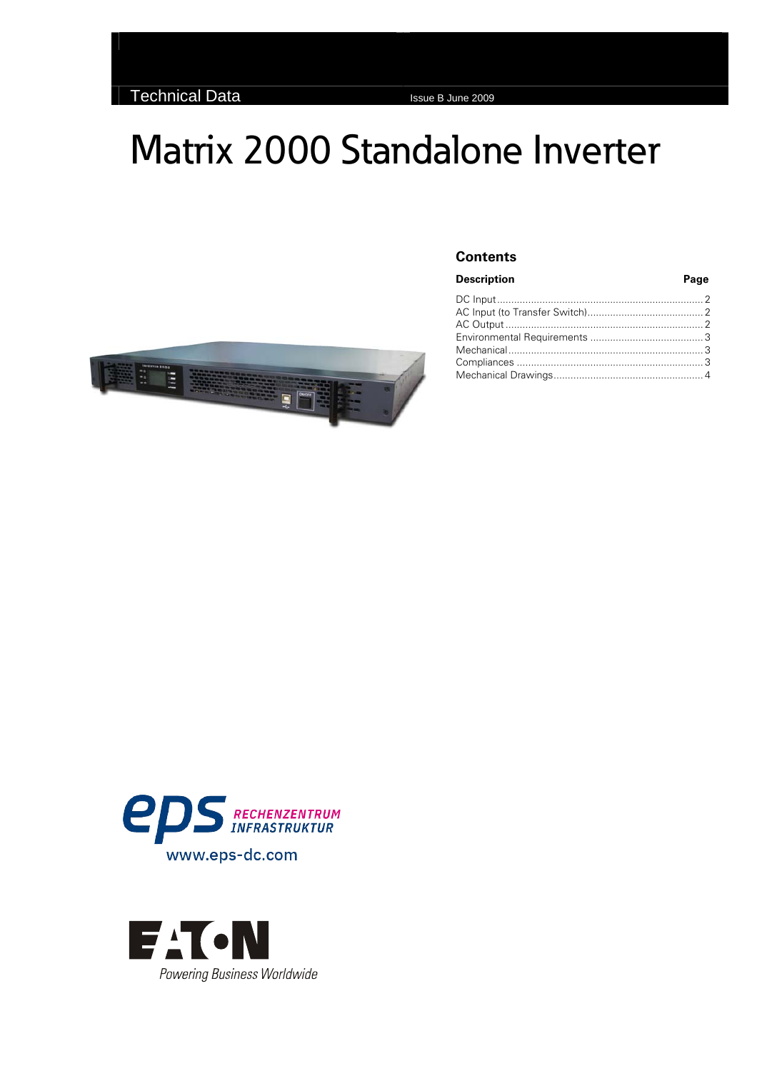Technical Data

Issue B June 2009

# Matrix 2000 Standalone Inverter

## Contents

| Description | Page |
| --- | --- |
| DC Input | 2 |
| AC Input (to Transfer Switch) | 2 |
| AC Output | 2 |
| Environmental Requirements | 3 |
| Mechanical | 3 |
| Compliances | 3 |
| Mechanical Drawings | 4 |

eps RECHENZENTRUM INFRASTRUKTUR

www.eps-dc.com

EATON

*Powering Business Worldwide*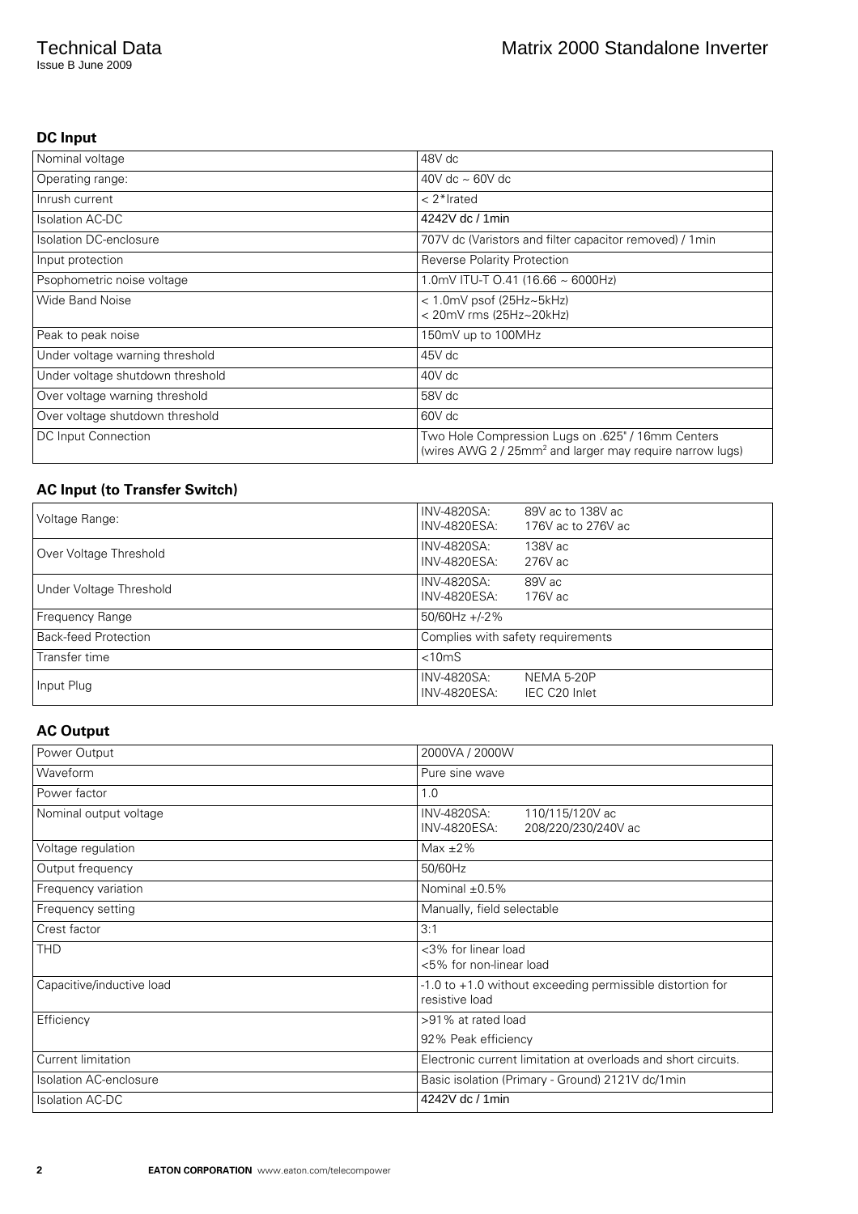## DC Input

| | |
|---|---|
| Nominal voltage | 48V dc |
| Operating range: | 40V dc ~ 60V dc |
| Inrush current | < 2*Irated |
| Isolation AC-DC | 4242V dc / 1min |
| Isolation DC-enclosure | 707V dc (Varistors and filter capacitor removed) / 1min |
| Input protection | Reverse Polarity Protection |
| Psophometric noise voltage | 1.0mV ITU-T O.41 (16.66 ~ 6000Hz) |
| Wide Band Noise | < 1.0mV psof (25Hz~5kHz)<br>< 20mV rms (25Hz~20kHz) |
| Peak to peak noise | 150mV up to 100MHz |
| Under voltage warning threshold | 45V dc |
| Under voltage shutdown threshold | 40V dc |
| Over voltage warning threshold | 58V dc |
| Over voltage shutdown threshold | 60V dc |
| DC Input Connection | Two Hole Compression Lugs on .625" / 16mm Centers<br>(wires AWG 2 / 25mm$^2$ and larger may require narrow lugs) |

## AC Input (to Transfer Switch)

| | |
|---|---|
| Voltage Range: | INV-4820SA: 89V ac to 138V ac<br>INV-4820ESA: 176V ac to 276V ac |
| Over Voltage Threshold | INV-4820SA: 138V ac<br>INV-4820ESA: 276V ac |
| Under Voltage Threshold | INV-4820SA: 89V ac<br>INV-4820ESA: 176V ac |
| Frequency Range | 50/60Hz +/-2% |
| Back-feed Protection | Complies with safety requirements |
| Transfer time | <10mS |
| Input Plug | INV-4820SA: NEMA 5-20P<br>INV-4820ESA: IEC C20 Inlet |

## AC Output

| | |
|---|---|
| Power Output | 2000VA / 2000W |
| Waveform | Pure sine wave |
| Power factor | 1.0 |
| Nominal output voltage | INV-4820SA: 110/115/120V ac<br>INV-4820ESA: 208/220/230/240V ac |
| Voltage regulation | Max ±2% |
| Output frequency | 50/60Hz |
| Frequency variation | Nominal ±0.5% |
| Frequency setting | Manually, field selectable |
| Crest factor | 3:1 |
| THD | <3% for linear load<br><5% for non-linear load |
| Capacitive/inductive load | -1.0 to +1.0 without exceeding permissible distortion for resistive load |
| Efficiency | >91% at rated load<br>92% Peak efficiency |
| Current limitation | Electronic current limitation at overloads and short circuits. |
| Isolation AC-enclosure | Basic isolation (Primary - Ground) 2121V dc/1min |
| Isolation AC-DC | 4242V dc / 1min |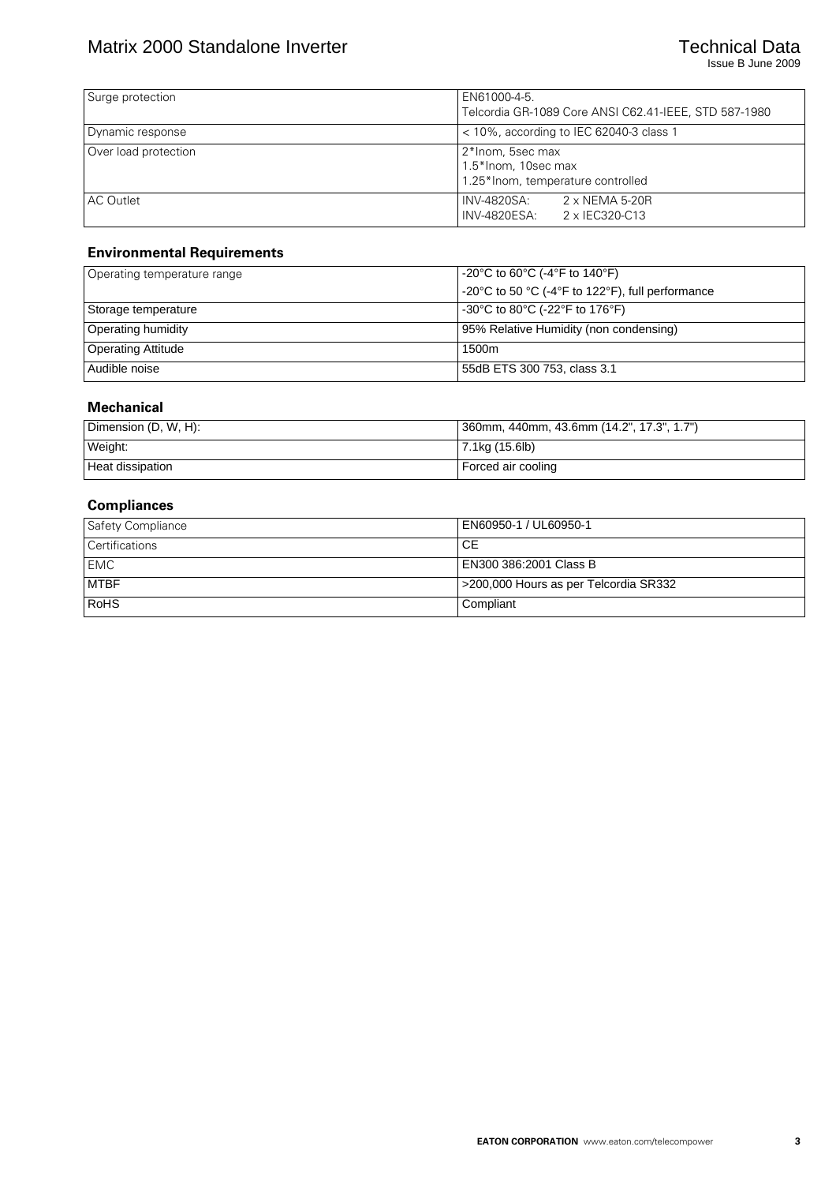| Surge protection | EN61000-4-5. Telcordia GR-1089 Core ANSI C62.41-IEEE, STD 587-1980 |
|---|---|
| Dynamic response | < 10%, according to IEC 62040-3 class 1 |
| Over load protection | 2*Inom, 5sec max<br>1.5*Inom, 10sec max<br>1.25*Inom, temperature controlled |
| AC Outlet | INV-4820SA: 2 x NEMA 5-20R<br>INV-4820ESA: 2 x IEC320-C13 |

### Environmental Requirements

| Operating temperature range | -20°C to 60°C (-4°F to 140°F)<br>-20°C to 50 °C (-4°F to 122°F), full performance |
|---|---|
| Storage temperature | -30°C to 80°C (-22°F to 176°F) |
| Operating humidity | 95% Relative Humidity (non condensing) |
| Operating Attitude | 1500m |
| Audible noise | 55dB ETS 300 753, class 3.1 |

### Mechanical

| Dimension (D, W, H): | 360mm, 440mm, 43.6mm (14.2", 17.3", 1.7") |
|---|---|
| Weight: | 7.1kg (15.6lb) |
| Heat dissipation | Forced air cooling |

### Compliances

| Safety Compliance | EN60950-1 / UL60950-1 |
|---|---|
| Certifications | CE |
| EMC | EN300 386:2001 Class B |
| MTBF | >200,000 Hours as per Telcordia SR332 |
| RoHS | Compliant |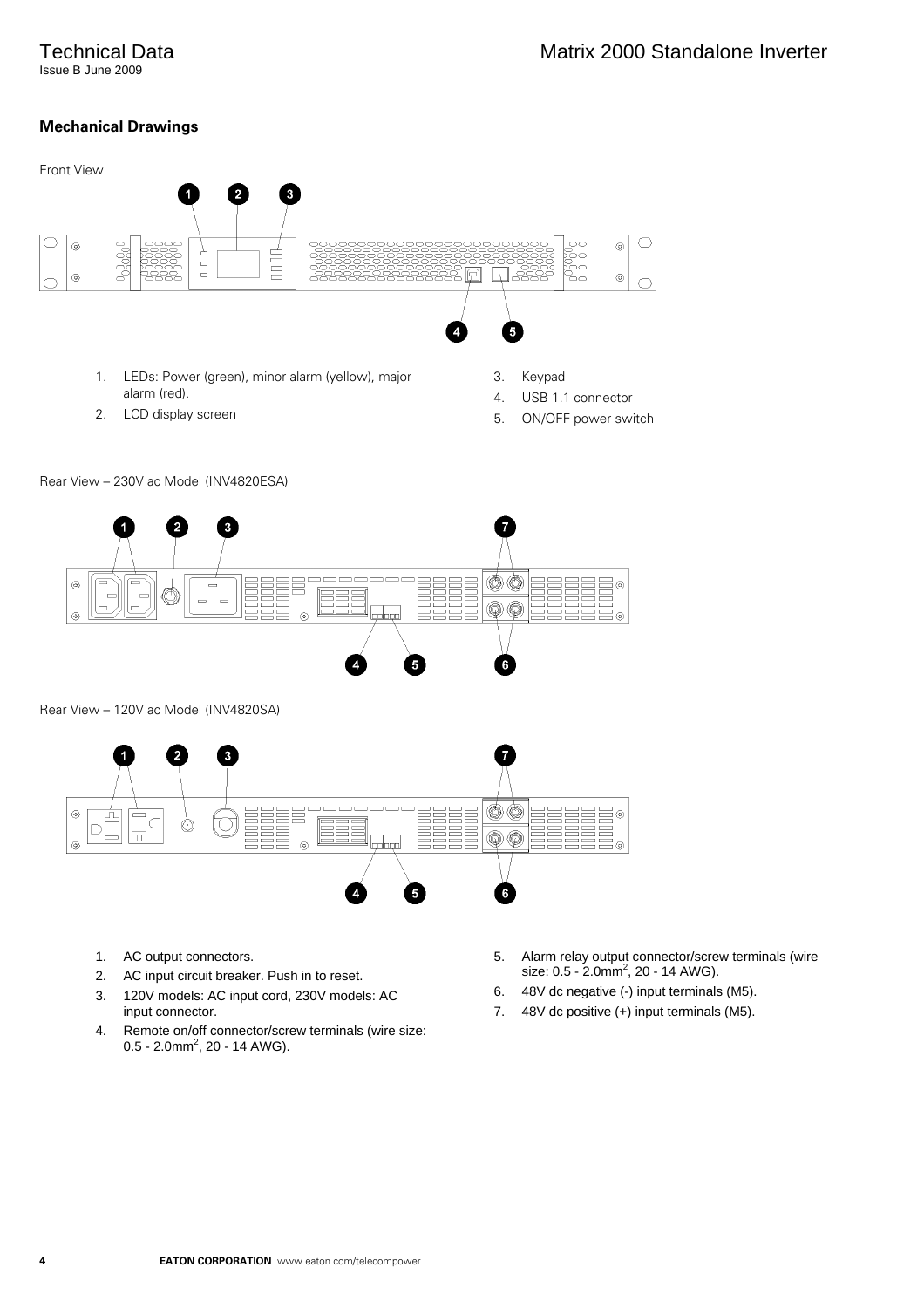## Mechanical Drawings

Front View

1. LEDs: Power (green), minor alarm (yellow), major alarm (red).
2. LCD display screen
3. Keypad
4. USB 1.1 connector
5. ON/OFF power switch

Rear View – 230V ac Model (INV4820ESA)

Rear View – 120V ac Model (INV4820SA)

1. AC output connectors.
2. AC input circuit breaker. Push in to reset.
3. 120V models: AC input cord, 230V models: AC input connector.
4. Remote on/off connector/screw terminals (wire size: 0.5 - 2.0mm$^2$, 20 - 14 AWG).
5. Alarm relay output connector/screw terminals (wire size: 0.5 - 2.0mm$^2$, 20 - 14 AWG).
6. 48V dc negative (-) input terminals (M5).
7. 48V dc positive (+) input terminals (M5).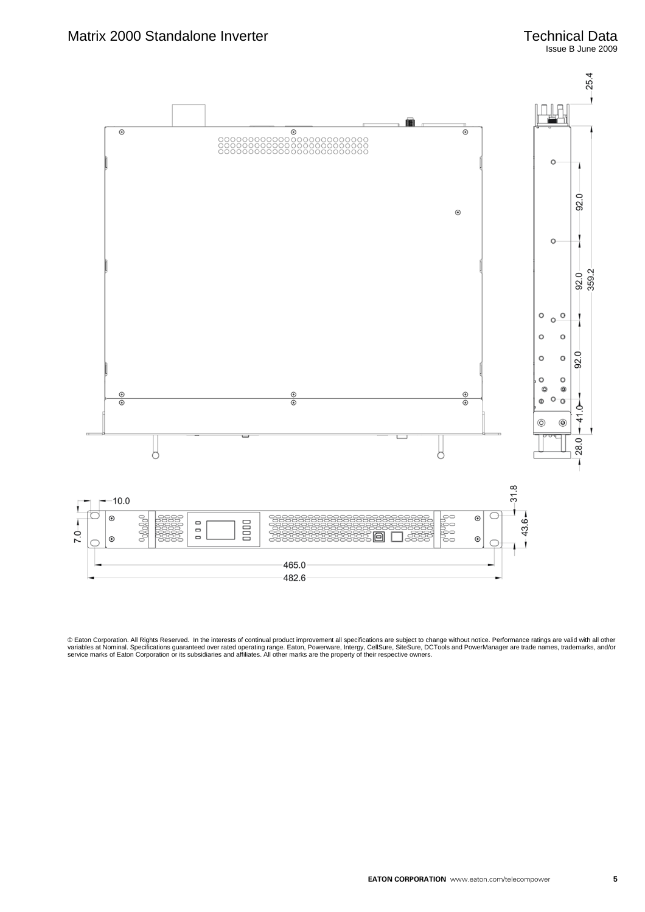25.4

92.0

92.0

359.2

92.0

41.0

28.0

10.0

31.8

7.0

43.6

465.0

482.6

© Eaton Corporation. All Rights Reserved. In the interests of continual product improvement all specifications are subject to change without notice. Performance ratings are valid with all other variables at Nominal. Specifications guaranteed over rated operating range. Eaton, Powerware, Intergy, CellSure, SiteSure, DCTools and PowerManager are trade names, trademarks, and/or service marks of Eaton Corporation or its subsidiaries and affiliates. All other marks are the property of their respective owners.

**EATON CORPORATION** www.eaton.com/telecompower